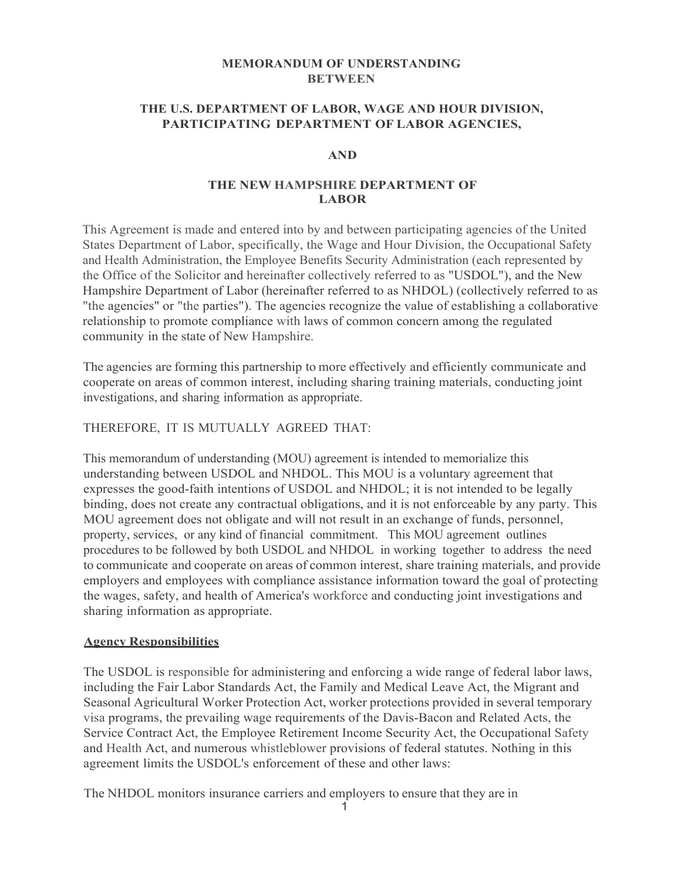**MEMORANDUM OF UNDERSTANDING**
**BETWEEN**

**THE U.S. DEPARTMENT OF LABOR, WAGE AND HOUR DIVISION, PARTICIPATING DEPARTMENT OF LABOR AGENCIES,**

**AND**

**THE NEW HAMPSHIRE DEPARTMENT OF LABOR**

This Agreement is made and entered into by and between participating agencies of the United States Department of Labor, specifically, the Wage and Hour Division, the Occupational Safety and Health Administration, the Employee Benefits Security Administration (each represented by the Office of the Solicitor and hereinafter collectively referred to as "USDOL"), and the New Hampshire Department of Labor (hereinafter referred to as NHDOL) (collectively referred to as "the agencies" or "the parties"). The agencies recognize the value of establishing a collaborative relationship to promote compliance with laws of common concern among the regulated community in the state of New Hampshire.

The agencies are forming this partnership to more effectively and efficiently communicate and cooperate on areas of common interest, including sharing training materials, conducting joint investigations, and sharing information as appropriate.

THEREFORE, IT IS MUTUALLY AGREED THAT:

This memorandum of understanding (MOU) agreement is intended to memorialize this understanding between USDOL and NHDOL. This MOU is a voluntary agreement that expresses the good-faith intentions of USDOL and NHDOL; it is not intended to be legally binding, does not create any contractual obligations, and it is not enforceable by any party. This MOU agreement does not obligate and will not result in an exchange of funds, personnel, property, services, or any kind of financial commitment. This MOU agreement outlines procedures to be followed by both USDOL and NHDOL in working together to address the need to communicate and cooperate on areas of common interest, share training materials, and provide employers and employees with compliance assistance information toward the goal of protecting the wages, safety, and health of America's workforce and conducting joint investigations and sharing information as appropriate.

**Agency Responsibilities**

The USDOL is responsible for administering and enforcing a wide range of federal labor laws, including the Fair Labor Standards Act, the Family and Medical Leave Act, the Migrant and Seasonal Agricultural Worker Protection Act, worker protections provided in several temporary visa programs, the prevailing wage requirements of the Davis-Bacon and Related Acts, the Service Contract Act, the Employee Retirement Income Security Act, the Occupational Safety and Health Act, and numerous whistleblower provisions of federal statutes. Nothing in this agreement limits the USDOL's enforcement of these and other laws:

The NHDOL monitors insurance carriers and employers to ensure that they are in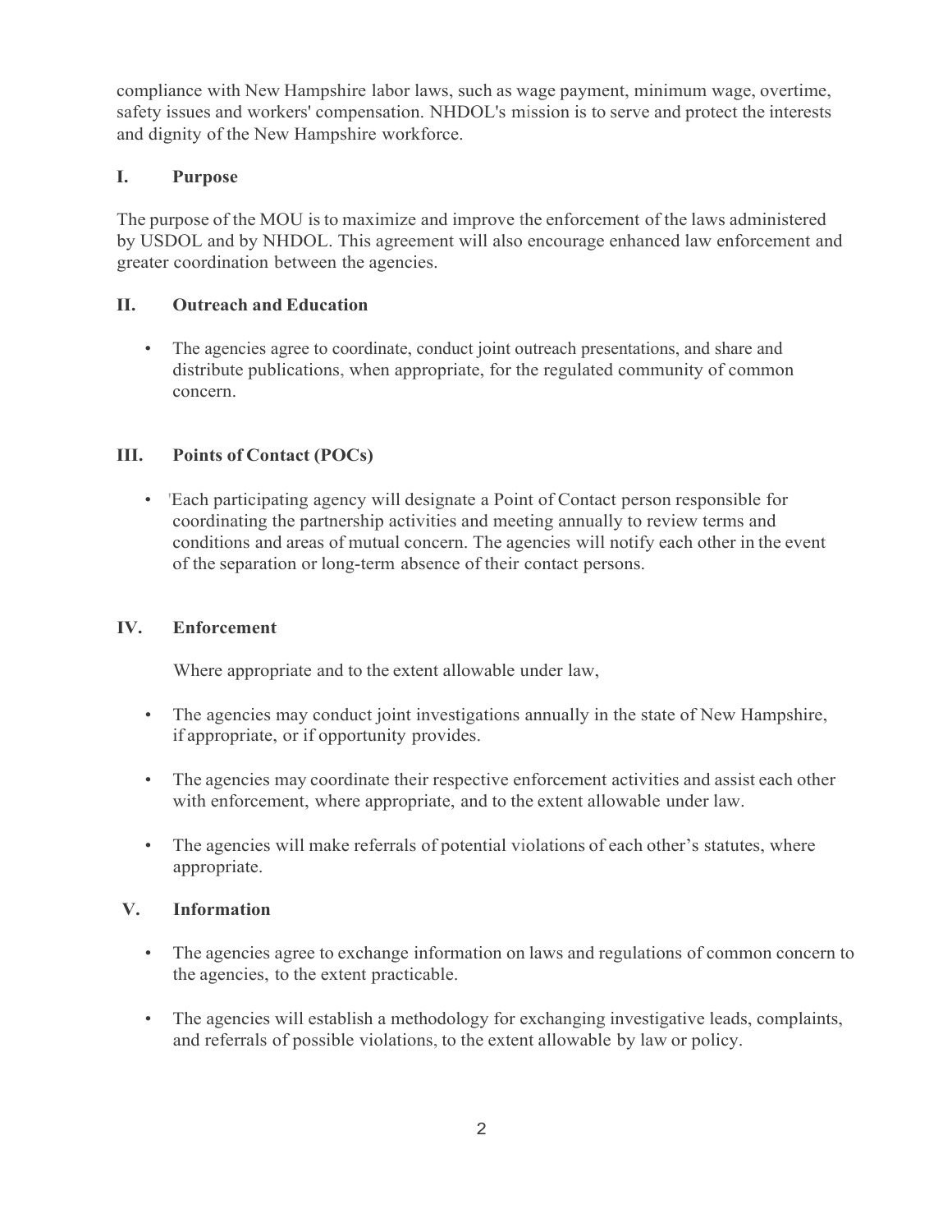compliance with New Hampshire labor laws, such as wage payment, minimum wage, overtime, safety issues and workers' compensation. NHDOL's mission is to serve and protect the interests and dignity of the New Hampshire workforce.

## I. Purpose

The purpose of the MOU is to maximize and improve the enforcement of the laws administered by USDOL and by NHDOL. This agreement will also encourage enhanced law enforcement and greater coordination between the agencies.

## II. Outreach and Education

- The agencies agree to coordinate, conduct joint outreach presentations, and share and distribute publications, when appropriate, for the regulated community of common concern.

## III. Points of Contact (POCs)

- Each participating agency will designate a Point of Contact person responsible for coordinating the partnership activities and meeting annually to review terms and conditions and areas of mutual concern. The agencies will notify each other in the event of the separation or long-term absence of their contact persons.

## IV. Enforcement

Where appropriate and to the extent allowable under law,

- The agencies may conduct joint investigations annually in the state of New Hampshire, if appropriate, or if opportunity provides.
- The agencies may coordinate their respective enforcement activities and assist each other with enforcement, where appropriate, and to the extent allowable under law.
- The agencies will make referrals of potential violations of each other's statutes, where appropriate.

## V. Information

- The agencies agree to exchange information on laws and regulations of common concern to the agencies, to the extent practicable.
- The agencies will establish a methodology for exchanging investigative leads, complaints, and referrals of possible violations, to the extent allowable by law or policy.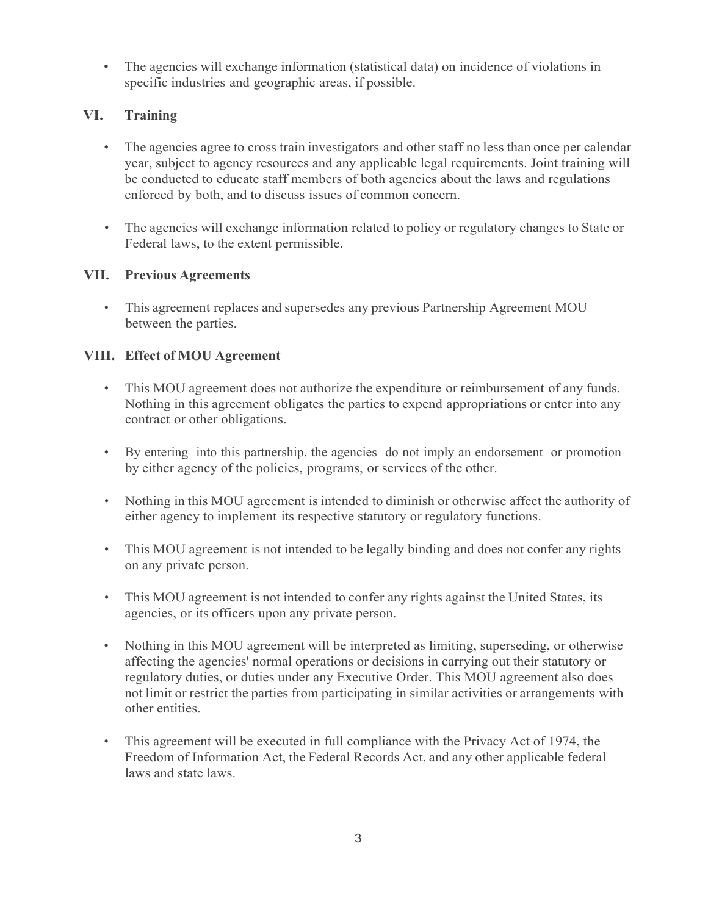- The agencies will exchange information (statistical data) on incidence of violations in specific industries and geographic areas, if possible.

## VI. Training

- The agencies agree to cross train investigators and other staff no less than once per calendar year, subject to agency resources and any applicable legal requirements. Joint training will be conducted to educate staff members of both agencies about the laws and regulations enforced by both, and to discuss issues of common concern.

- The agencies will exchange information related to policy or regulatory changes to State or Federal laws, to the extent permissible.

## VII. Previous Agreements

- This agreement replaces and supersedes any previous Partnership Agreement MOU between the parties.

## VIII. Effect of MOU Agreement

- This MOU agreement does not authorize the expenditure or reimbursement of any funds. Nothing in this agreement obligates the parties to expend appropriations or enter into any contract or other obligations.

- By entering into this partnership, the agencies do not imply an endorsement or promotion by either agency of the policies, programs, or services of the other.

- Nothing in this MOU agreement is intended to diminish or otherwise affect the authority of either agency to implement its respective statutory or regulatory functions.

- This MOU agreement is not intended to be legally binding and does not confer any rights on any private person.

- This MOU agreement is not intended to confer any rights against the United States, its agencies, or its officers upon any private person.

- Nothing in this MOU agreement will be interpreted as limiting, superseding, or otherwise affecting the agencies' normal operations or decisions in carrying out their statutory or regulatory duties, or duties under any Executive Order. This MOU agreement also does not limit or restrict the parties from participating in similar activities or arrangements with other entities.

- This agreement will be executed in full compliance with the Privacy Act of 1974, the Freedom of Information Act, the Federal Records Act, and any other applicable federal laws and state laws.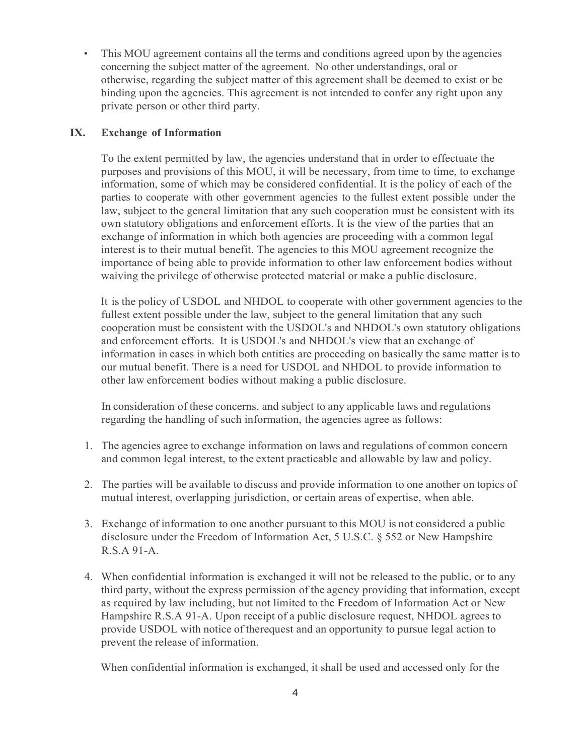- This MOU agreement contains all the terms and conditions agreed upon by the agencies concerning the subject matter of the agreement. No other understandings, oral or otherwise, regarding the subject matter of this agreement shall be deemed to exist or be binding upon the agencies. This agreement is not intended to confer any right upon any private person or other third party.

## IX. Exchange of Information

To the extent permitted by law, the agencies understand that in order to effectuate the purposes and provisions of this MOU, it will be necessary, from time to time, to exchange information, some of which may be considered confidential. It is the policy of each of the parties to cooperate with other government agencies to the fullest extent possible under the law, subject to the general limitation that any such cooperation must be consistent with its own statutory obligations and enforcement efforts. It is the view of the parties that an exchange of information in which both agencies are proceeding with a common legal interest is to their mutual benefit. The agencies to this MOU agreement recognize the importance of being able to provide information to other law enforcement bodies without waiving the privilege of otherwise protected material or make a public disclosure.

It is the policy of USDOL and NHDOL to cooperate with other government agencies to the fullest extent possible under the law, subject to the general limitation that any such cooperation must be consistent with the USDOL's and NHDOL's own statutory obligations and enforcement efforts. It is USDOL's and NHDOL's view that an exchange of information in cases in which both entities are proceeding on basically the same matter is to our mutual benefit. There is a need for USDOL and NHDOL to provide information to other law enforcement bodies without making a public disclosure.

In consideration of these concerns, and subject to any applicable laws and regulations regarding the handling of such information, the agencies agree as follows:

1. The agencies agree to exchange information on laws and regulations of common concern and common legal interest, to the extent practicable and allowable by law and policy.

2. The parties will be available to discuss and provide information to one another on topics of mutual interest, overlapping jurisdiction, or certain areas of expertise, when able.

3. Exchange of information to one another pursuant to this MOU is not considered a public disclosure under the Freedom of Information Act, 5 U.S.C. § 552 or New Hampshire R.S.A 91-A.

4. When confidential information is exchanged it will not be released to the public, or to any third party, without the express permission of the agency providing that information, except as required by law including, but not limited to the Freedom of Information Act or New Hampshire R.S.A 91-A. Upon receipt of a public disclosure request, NHDOL agrees to provide USDOL with notice of therequest and an opportunity to pursue legal action to prevent the release of information.

   When confidential information is exchanged, it shall be used and accessed only for the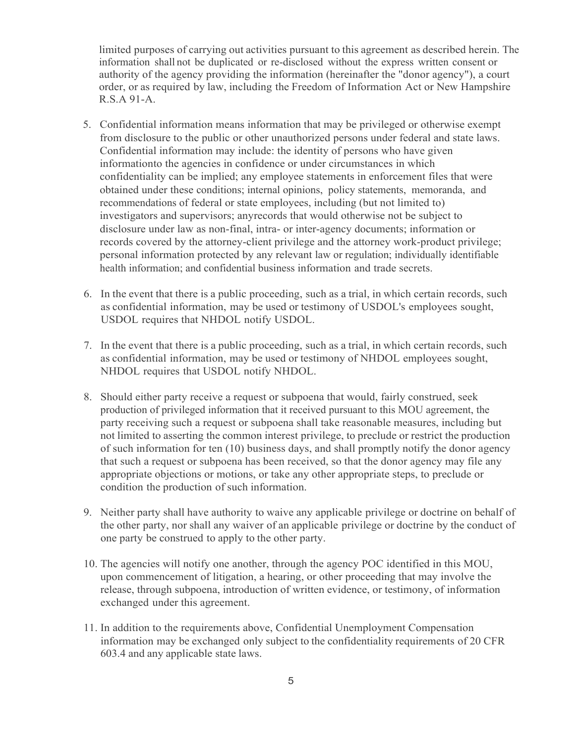limited purposes of carrying out activities pursuant to this agreement as described herein. The information shall not be duplicated or re-disclosed without the express written consent or authority of the agency providing the information (hereinafter the "donor agency"), a court order, or as required by law, including the Freedom of Information Act or New Hampshire R.S.A 91-A.

5. Confidential information means information that may be privileged or otherwise exempt from disclosure to the public or other unauthorized persons under federal and state laws. Confidential information may include: the identity of persons who have given informationto the agencies in confidence or under circumstances in which confidentiality can be implied; any employee statements in enforcement files that were obtained under these conditions; internal opinions, policy statements, memoranda, and recommendations of federal or state employees, including (but not limited to) investigators and supervisors; anyrecords that would otherwise not be subject to disclosure under law as non-final, intra- or inter-agency documents; information or records covered by the attorney-client privilege and the attorney work-product privilege; personal information protected by any relevant law or regulation; individually identifiable health information; and confidential business information and trade secrets.

6. In the event that there is a public proceeding, such as a trial, in which certain records, such as confidential information, may be used or testimony of USDOL's employees sought, USDOL requires that NHDOL notify USDOL.

7. In the event that there is a public proceeding, such as a trial, in which certain records, such as confidential information, may be used or testimony of NHDOL employees sought, NHDOL requires that USDOL notify NHDOL.

8. Should either party receive a request or subpoena that would, fairly construed, seek production of privileged information that it received pursuant to this MOU agreement, the party receiving such a request or subpoena shall take reasonable measures, including but not limited to asserting the common interest privilege, to preclude or restrict the production of such information for ten (10) business days, and shall promptly notify the donor agency that such a request or subpoena has been received, so that the donor agency may file any appropriate objections or motions, or take any other appropriate steps, to preclude or condition the production of such information.

9. Neither party shall have authority to waive any applicable privilege or doctrine on behalf of the other party, nor shall any waiver of an applicable privilege or doctrine by the conduct of one party be construed to apply to the other party.

10. The agencies will notify one another, through the agency POC identified in this MOU, upon commencement of litigation, a hearing, or other proceeding that may involve the release, through subpoena, introduction of written evidence, or testimony, of information exchanged under this agreement.

11. In addition to the requirements above, Confidential Unemployment Compensation information may be exchanged only subject to the confidentiality requirements of 20 CFR 603.4 and any applicable state laws.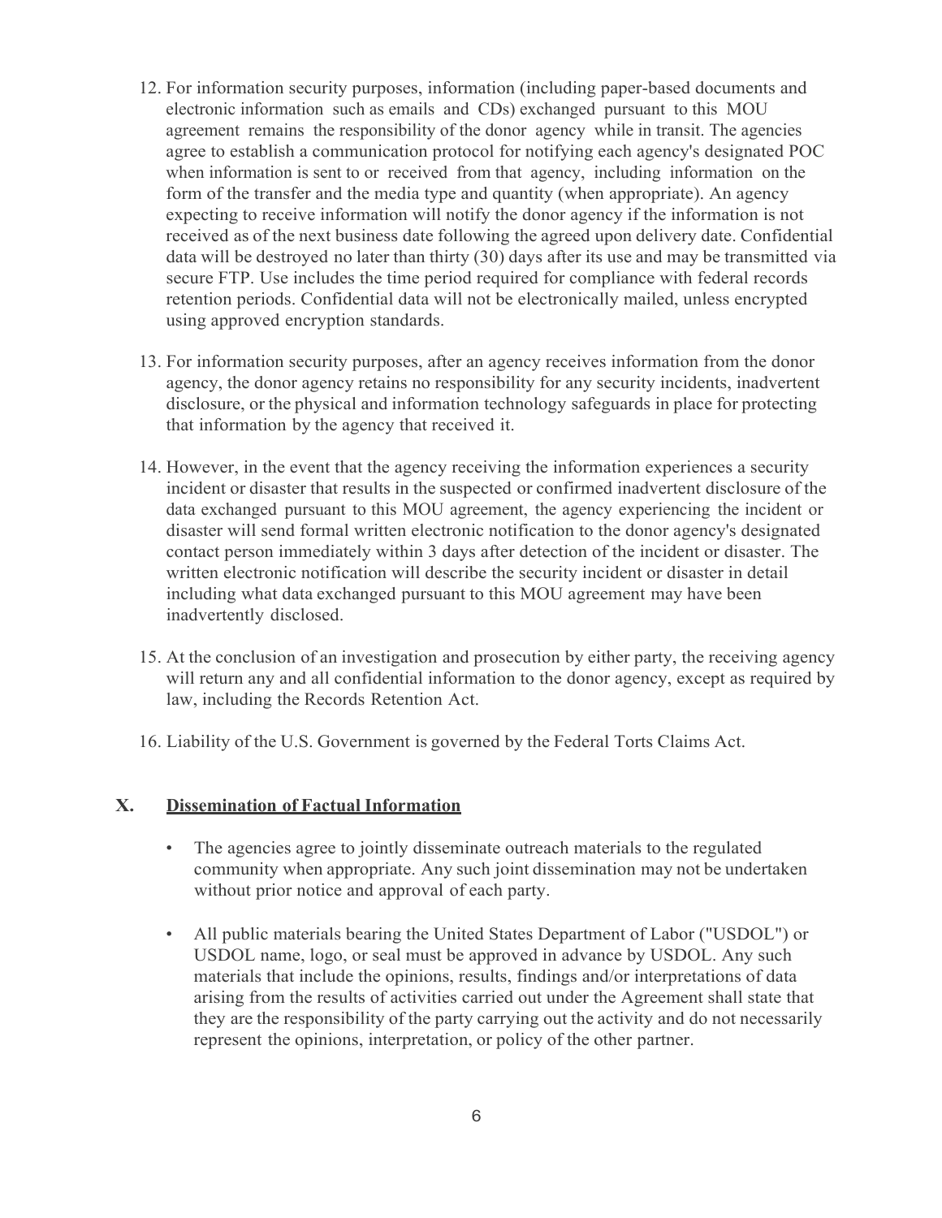12. For information security purposes, information (including paper-based documents and electronic information such as emails and CDs) exchanged pursuant to this MOU agreement remains the responsibility of the donor agency while in transit. The agencies agree to establish a communication protocol for notifying each agency's designated POC when information is sent to or received from that agency, including information on the form of the transfer and the media type and quantity (when appropriate). An agency expecting to receive information will notify the donor agency if the information is not received as of the next business date following the agreed upon delivery date. Confidential data will be destroyed no later than thirty (30) days after its use and may be transmitted via secure FTP. Use includes the time period required for compliance with federal records retention periods. Confidential data will not be electronically mailed, unless encrypted using approved encryption standards.

13. For information security purposes, after an agency receives information from the donor agency, the donor agency retains no responsibility for any security incidents, inadvertent disclosure, or the physical and information technology safeguards in place for protecting that information by the agency that received it.

14. However, in the event that the agency receiving the information experiences a security incident or disaster that results in the suspected or confirmed inadvertent disclosure of the data exchanged pursuant to this MOU agreement, the agency experiencing the incident or disaster will send formal written electronic notification to the donor agency's designated contact person immediately within 3 days after detection of the incident or disaster. The written electronic notification will describe the security incident or disaster in detail including what data exchanged pursuant to this MOU agreement may have been inadvertently disclosed.

15. At the conclusion of an investigation and prosecution by either party, the receiving agency will return any and all confidential information to the donor agency, except as required by law, including the Records Retention Act.

16. Liability of the U.S. Government is governed by the Federal Torts Claims Act.

## X. Dissemination of Factual Information

- The agencies agree to jointly disseminate outreach materials to the regulated community when appropriate. Any such joint dissemination may not be undertaken without prior notice and approval of each party.

- All public materials bearing the United States Department of Labor ("USDOL") or USDOL name, logo, or seal must be approved in advance by USDOL. Any such materials that include the opinions, results, findings and/or interpretations of data arising from the results of activities carried out under the Agreement shall state that they are the responsibility of the party carrying out the activity and do not necessarily represent the opinions, interpretation, or policy of the other partner.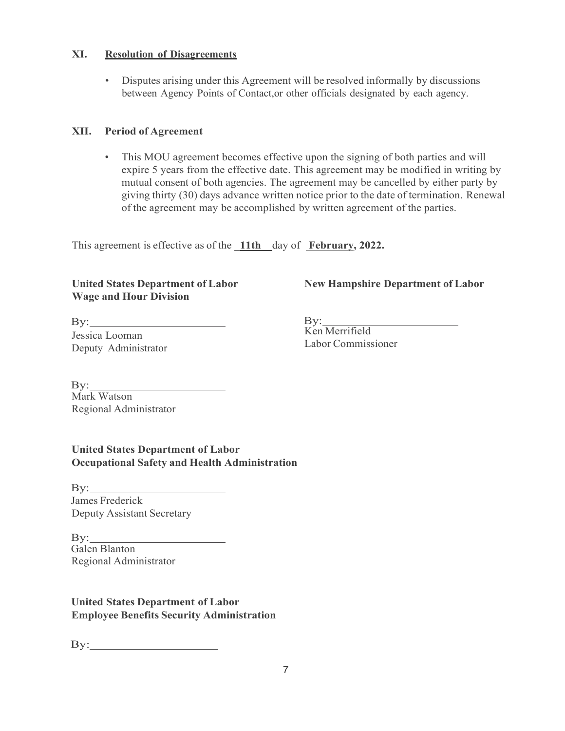### XI. Resolution of Disagreements

- Disputes arising under this Agreement will be resolved informally by discussions between Agency Points of Contact,or other officials designated by each agency.

### XII. Period of Agreement

- This MOU agreement becomes effective upon the signing of both parties and will expire 5 years from the effective date. This agreement may be modified in writing by mutual consent of both agencies. The agreement may be cancelled by either party by giving thirty (30) days advance written notice prior to the date of termination. Renewal of the agreement may be accomplished by written agreement of the parties.

This agreement is effective as of the **11th** day of **February, 2022.**

**United States Department of Labor**
**Wage and Hour Division**

By:\_\_\_\_\_\_\_\_\_\_\_\_\_\_\_\_\_\_\_\_\_\_\_\_
Jessica Looman
Deputy Administrator

By:\_\_\_\_\_\_\_\_\_\_\_\_\_\_\_\_\_\_\_\_\_\_\_\_
Mark Watson
Regional Administrator

**New Hampshire Department of Labor**

By:\_\_\_\_\_\_\_\_\_\_\_\_\_\_\_\_\_\_\_\_\_\_\_\_
Ken Merrifield
Labor Commissioner

**United States Department of Labor**
**Occupational Safety and Health Administration**

By:\_\_\_\_\_\_\_\_\_\_\_\_\_\_\_\_\_\_\_\_\_\_\_\_
James Frederick
Deputy Assistant Secretary

By:\_\_\_\_\_\_\_\_\_\_\_\_\_\_\_\_\_\_\_\_\_\_\_\_
Galen Blanton
Regional Administrator

**United States Department of Labor**
**Employee Benefits Security Administration**

By:\_\_\_\_\_\_\_\_\_\_\_\_\_\_\_\_\_\_\_\_\_\_\_\_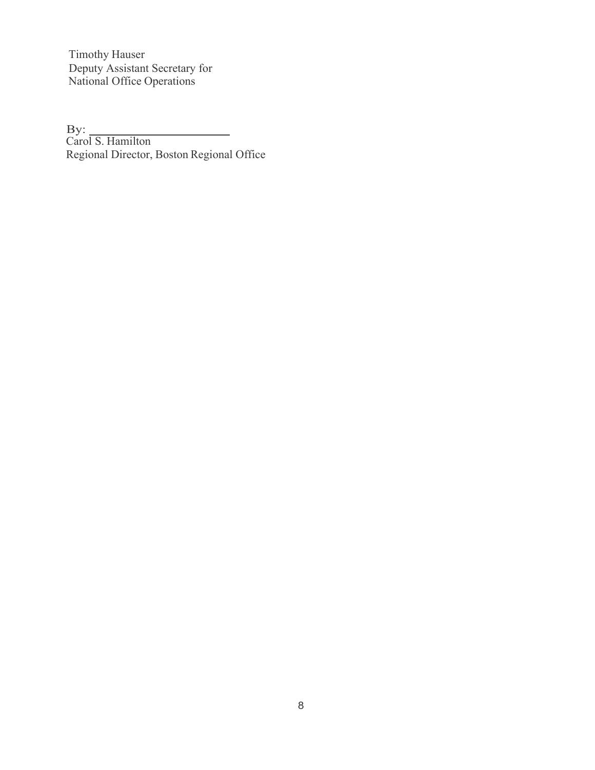Timothy Hauser
Deputy Assistant Secretary for
National Office Operations

By: ______________________
Carol S. Hamilton
Regional Director, Boston Regional Office